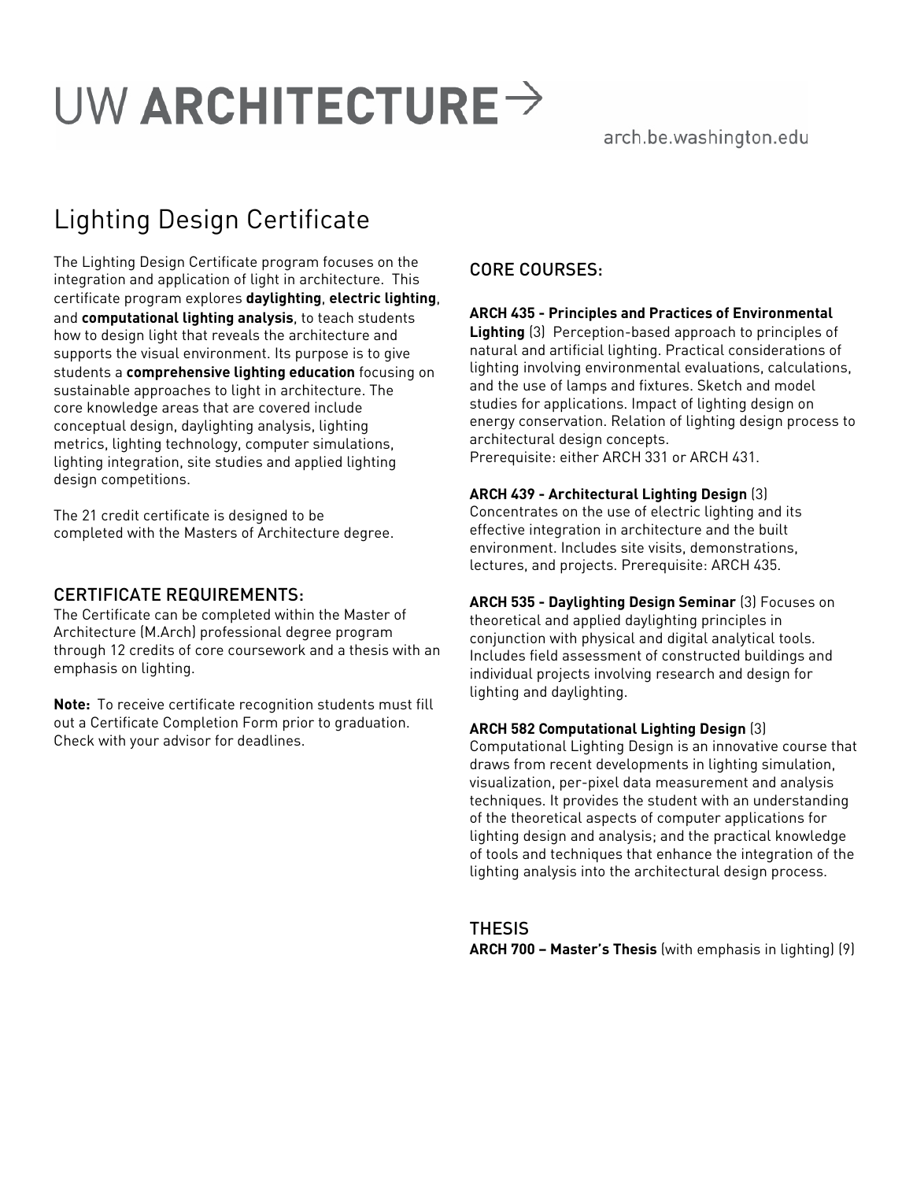UW **ARCHITECTURE** →

arch.be.washington.edu

# Lighting Design Certificate

The Lighting Design Certificate program focuses on the integration and application of light in architecture. This certificate program explores **daylighting**, **electric lighting**, and **computational lighting analysis**, to teach students how to design light that reveals the architecture and supports the visual environment. Its purpose is to give students a **comprehensive lighting education** focusing on sustainable approaches to light in architecture. The core knowledge areas that are covered include conceptual design, daylighting analysis, lighting metrics, lighting technology, computer simulations, lighting integration, site studies and applied lighting design competitions.

The 21 credit certificate is designed to be completed with the Masters of Architecture degree.

## CERTIFICATE REQUIREMENTS:

The Certificate can be completed within the Master of Architecture (M.Arch) professional degree program through 12 credits of core coursework and a thesis with an emphasis on lighting.

**Note:** To receive certificate recognition students must fill out a Certificate Completion Form prior to graduation. Check with your advisor for deadlines.

## CORE COURSES:

**ARCH 435 - Principles and Practices of Environmental Lighting** (3) Perception-based approach to principles of natural and artificial lighting. Practical considerations of lighting involving environmental evaluations, calculations, and the use of lamps and fixtures. Sketch and model studies for applications. Impact of lighting design on energy conservation. Relation of lighting design process to architectural design concepts.
Prerequisite: either ARCH 331 or ARCH 431.

**ARCH 439 - Architectural Lighting Design** (3)
Concentrates on the use of electric lighting and its effective integration in architecture and the built environment. Includes site visits, demonstrations, lectures, and projects. Prerequisite: ARCH 435.

**ARCH 535 - Daylighting Design Seminar** (3) Focuses on theoretical and applied daylighting principles in conjunction with physical and digital analytical tools. Includes field assessment of constructed buildings and individual projects involving research and design for lighting and daylighting.

**ARCH 582 Computational Lighting Design** (3)
Computational Lighting Design is an innovative course that draws from recent developments in lighting simulation, visualization, per-pixel data measurement and analysis techniques. It provides the student with an understanding of the theoretical aspects of computer applications for lighting design and analysis; and the practical knowledge of tools and techniques that enhance the integration of the lighting analysis into the architectural design process.

## THESIS

**ARCH 700 – Master's Thesis** (with emphasis in lighting) (9)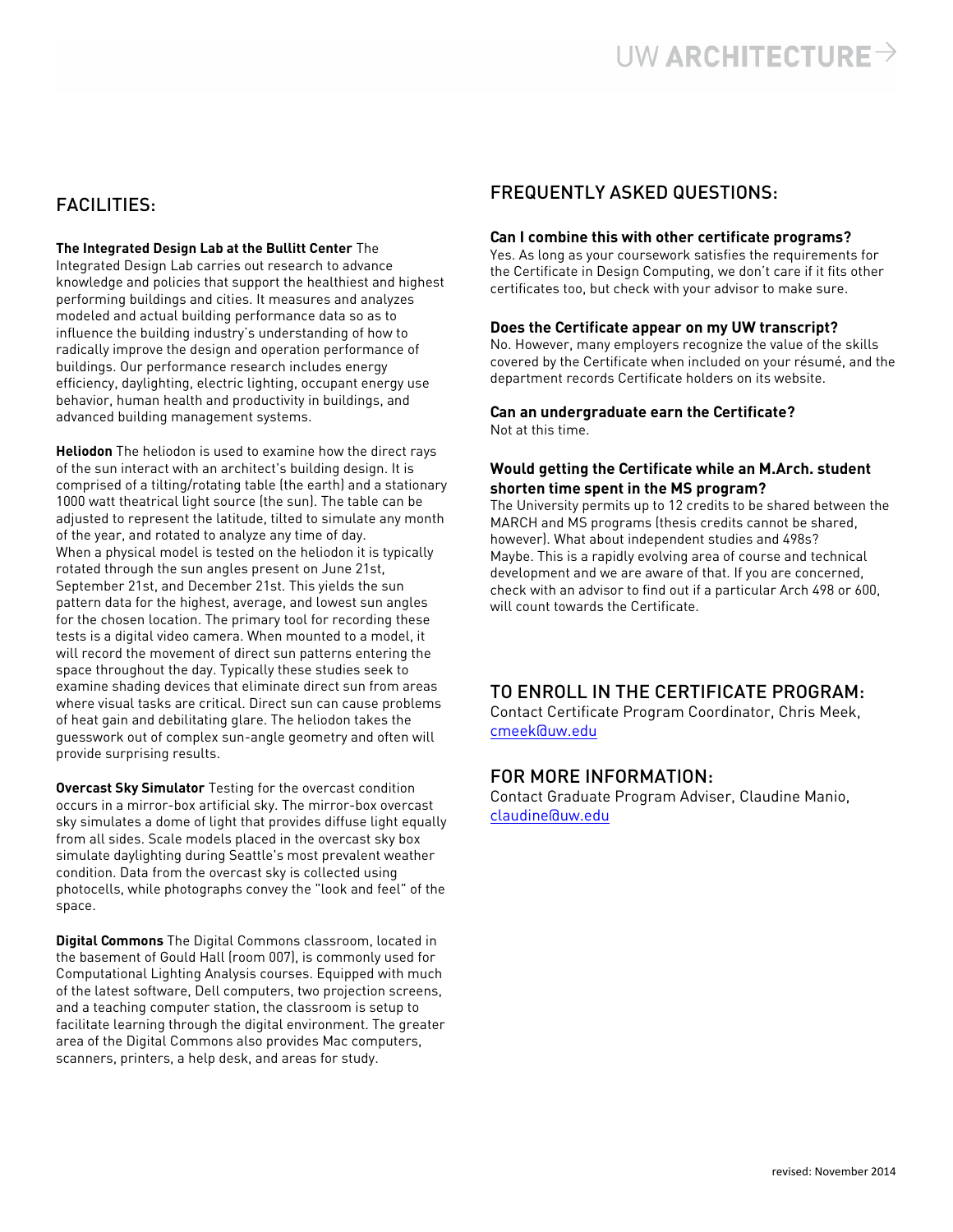## FACILITIES:

**The Integrated Design Lab at the Bullitt Center** The Integrated Design Lab carries out research to advance knowledge and policies that support the healthiest and highest performing buildings and cities. It measures and analyzes modeled and actual building performance data so as to influence the building industry's understanding of how to radically improve the design and operation performance of buildings. Our performance research includes energy efficiency, daylighting, electric lighting, occupant energy use behavior, human health and productivity in buildings, and advanced building management systems.

**Heliodon** The heliodon is used to examine how the direct rays of the sun interact with an architect's building design. It is comprised of a tilting/rotating table (the earth) and a stationary 1000 watt theatrical light source (the sun). The table can be adjusted to represent the latitude, tilted to simulate any month of the year, and rotated to analyze any time of day.
When a physical model is tested on the heliodon it is typically rotated through the sun angles present on June 21st, September 21st, and December 21st. This yields the sun pattern data for the highest, average, and lowest sun angles for the chosen location. The primary tool for recording these tests is a digital video camera. When mounted to a model, it will record the movement of direct sun patterns entering the space throughout the day. Typically these studies seek to examine shading devices that eliminate direct sun from areas where visual tasks are critical. Direct sun can cause problems of heat gain and debilitating glare. The heliodon takes the guesswork out of complex sun-angle geometry and often will provide surprising results.

**Overcast Sky Simulator** Testing for the overcast condition occurs in a mirror-box artificial sky. The mirror-box overcast sky simulates a dome of light that provides diffuse light equally from all sides. Scale models placed in the overcast sky box simulate daylighting during Seattle's most prevalent weather condition. Data from the overcast sky is collected using photocells, while photographs convey the "look and feel" of the space.

**Digital Commons** The Digital Commons classroom, located in the basement of Gould Hall (room 007), is commonly used for Computational Lighting Analysis courses. Equipped with much of the latest software, Dell computers, two projection screens, and a teaching computer station, the classroom is setup to facilitate learning through the digital environment. The greater area of the Digital Commons also provides Mac computers, scanners, printers, a help desk, and areas for study.

## FREQUENTLY ASKED QUESTIONS:

**Can I combine this with other certificate programs?**
Yes. As long as your coursework satisfies the requirements for the Certificate in Design Computing, we don't care if it fits other certificates too, but check with your advisor to make sure.

**Does the Certificate appear on my UW transcript?**
No. However, many employers recognize the value of the skills covered by the Certificate when included on your résumé, and the department records Certificate holders on its website.

**Can an undergraduate earn the Certificate?**
Not at this time.

**Would getting the Certificate while an M.Arch. student shorten time spent in the MS program?**
The University permits up to 12 credits to be shared between the MARCH and MS programs (thesis credits cannot be shared, however). What about independent studies and 498s? Maybe. This is a rapidly evolving area of course and technical development and we are aware of that. If you are concerned, check with an advisor to find out if a particular Arch 498 or 600, will count towards the Certificate.

## TO ENROLL IN THE CERTIFICATE PROGRAM:

Contact Certificate Program Coordinator, Chris Meek, cmeek@uw.edu

## FOR MORE INFORMATION:

Contact Graduate Program Adviser, Claudine Manio, claudine@uw.edu

revised: November 2014